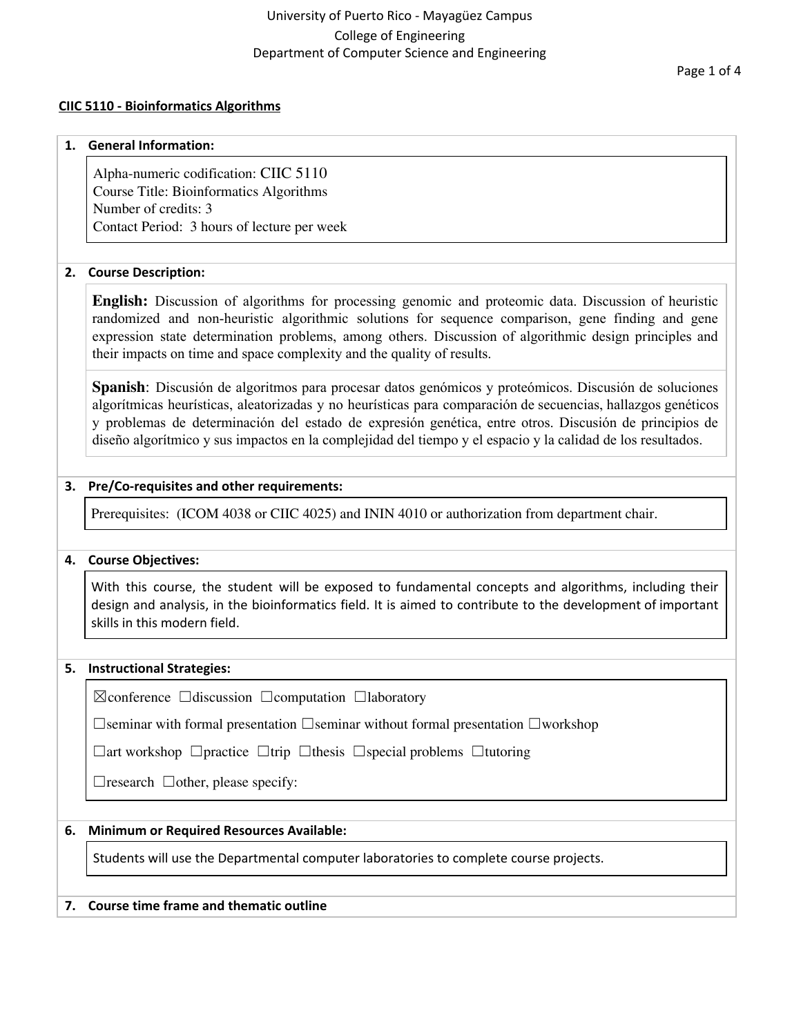University of Puerto Rico - Mayagüez Campus
College of Engineering
Department of Computer Science and Engineering

## CIIC 5110 - Bioinformatics Algorithms

### 1. General Information:

Alpha-numeric codification: CIIC 5110
Course Title: Bioinformatics Algorithms
Number of credits: 3
Contact Period: 3 hours of lecture per week

### 2. Course Description:

**English:** Discussion of algorithms for processing genomic and proteomic data. Discussion of heuristic randomized and non-heuristic algorithmic solutions for sequence comparison, gene finding and gene expression state determination problems, among others. Discussion of algorithmic design principles and their impacts on time and space complexity and the quality of results.

**Spanish**: Discusión de algoritmos para procesar datos genómicos y proteómicos. Discusión de soluciones algorítmicas heurísticas, aleatorizadas y no heurísticas para comparación de secuencias, hallazgos genéticos y problemas de determinación del estado de expresión genética, entre otros. Discusión de principios de diseño algorítmico y sus impactos en la complejidad del tiempo y el espacio y la calidad de los resultados.

### 3. Pre/Co-requisites and other requirements:

Prerequisites: (ICOM 4038 or CIIC 4025) and ININ 4010 or authorization from department chair.

### 4. Course Objectives:

With this course, the student will be exposed to fundamental concepts and algorithms, including their design and analysis, in the bioinformatics field. It is aimed to contribute to the development of important skills in this modern field.

### 5. Instructional Strategies:

☒conference ☐discussion ☐computation ☐laboratory

☐seminar with formal presentation ☐seminar without formal presentation ☐workshop

☐art workshop ☐practice ☐trip ☐thesis ☐special problems ☐tutoring

☐research ☐other, please specify:

### 6. Minimum or Required Resources Available:

Students will use the Departmental computer laboratories to complete course projects.

### 7. Course time frame and thematic outline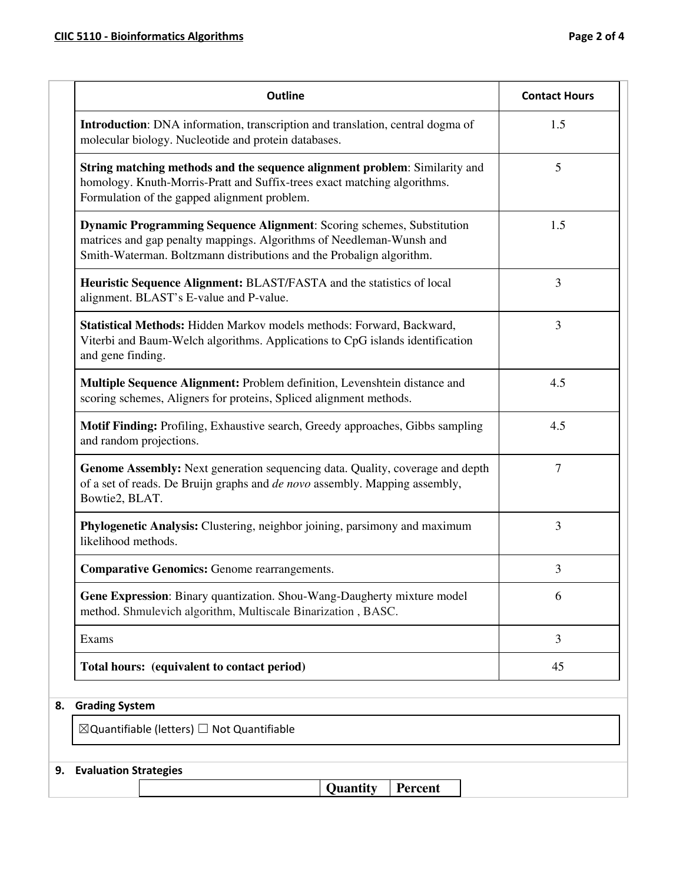| Outline | Contact Hours |
|---|---|
| **Introduction**: DNA information, transcription and translation, central dogma of molecular biology. Nucleotide and protein databases. | 1.5 |
| **String matching methods and the sequence alignment problem**: Similarity and homology. Knuth-Morris-Pratt and Suffix-trees exact matching algorithms. Formulation of the gapped alignment problem. | 5 |
| **Dynamic Programming Sequence Alignment**: Scoring schemes, Substitution matrices and gap penalty mappings. Algorithms of Needleman-Wunsh and Smith-Waterman. Boltzmann distributions and the Probalign algorithm. | 1.5 |
| **Heuristic Sequence Alignment:** BLAST/FASTA and the statistics of local alignment. BLAST's E-value and P-value. | 3 |
| **Statistical Methods:** Hidden Markov models methods: Forward, Backward, Viterbi and Baum-Welch algorithms. Applications to CpG islands identification and gene finding. | 3 |
| **Multiple Sequence Alignment:** Problem definition, Levenshtein distance and scoring schemes, Aligners for proteins, Spliced alignment methods. | 4.5 |
| **Motif Finding:** Profiling, Exhaustive search, Greedy approaches, Gibbs sampling and random projections. | 4.5 |
| **Genome Assembly:** Next generation sequencing data. Quality, coverage and depth of a set of reads. De Bruijn graphs and *de novo* assembly. Mapping assembly, Bowtie2, BLAT. | 7 |
| **Phylogenetic Analysis:** Clustering, neighbor joining, parsimony and maximum likelihood methods. | 3 |
| **Comparative Genomics:** Genome rearrangements. | 3 |
| **Gene Expression**: Binary quantization. Shou-Wang-Daugherty mixture model method. Shmulevich algorithm, Multiscale Binarization , BASC. | 6 |
| Exams | 3 |
| **Total hours: (equivalent to contact period)** | 45 |

## 8. Grading System

☒Quantifiable (letters) ☐ Not Quantifiable

## 9. Evaluation Strategies

| | Quantity | Percent |
|---|---|---|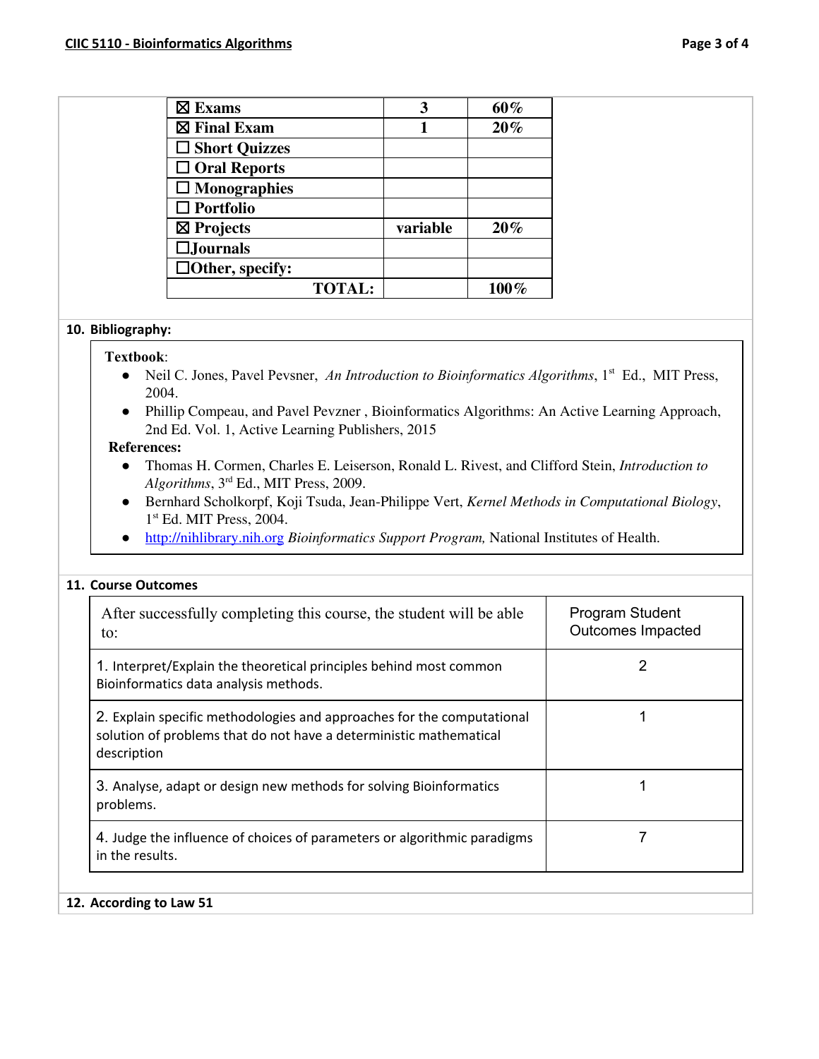| ☒ Exams | 3 | 60% |
|---|---|---|
| ☒ Final Exam | 1 | 20% |
| ☐ Short Quizzes | | |
| ☐ Oral Reports | | |
| ☐ Monographies | | |
| ☐ Portfolio | | |
| ☒ Projects | variable | 20% |
| ☐Journals | | |
| ☐Other, specify: | | |
| TOTAL: | | 100% |

## 10. Bibliography:

**Textbook**:

- Neil C. Jones, Pavel Pevsner, *An Introduction to Bioinformatics Algorithms*, 1st Ed., MIT Press, 2004.
- Phillip Compeau, and Pavel Pevzner , Bioinformatics Algorithms: An Active Learning Approach, 2nd Ed. Vol. 1, Active Learning Publishers, 2015

**References:**

- Thomas H. Cormen, Charles E. Leiserson, Ronald L. Rivest, and Clifford Stein, *Introduction to Algorithms*, 3rd Ed., MIT Press, 2009.
- Bernhard Scholkorpf, Koji Tsuda, Jean-Philippe Vert, *Kernel Methods in Computational Biology*, 1st Ed. MIT Press, 2004.
- http://nihlibrary.nih.org *Bioinformatics Support Program,* National Institutes of Health.

## 11. Course Outcomes

| After successfully completing this course, the student will be able to: | Program Student Outcomes Impacted |
|---|---|
| 1. Interpret/Explain the theoretical principles behind most common Bioinformatics data analysis methods. | 2 |
| 2. Explain specific methodologies and approaches for the computational solution of problems that do not have a deterministic mathematical description | 1 |
| 3. Analyse, adapt or design new methods for solving Bioinformatics problems. | 1 |
| 4. Judge the influence of choices of parameters or algorithmic paradigms in the results. | 7 |

## 12. According to Law 51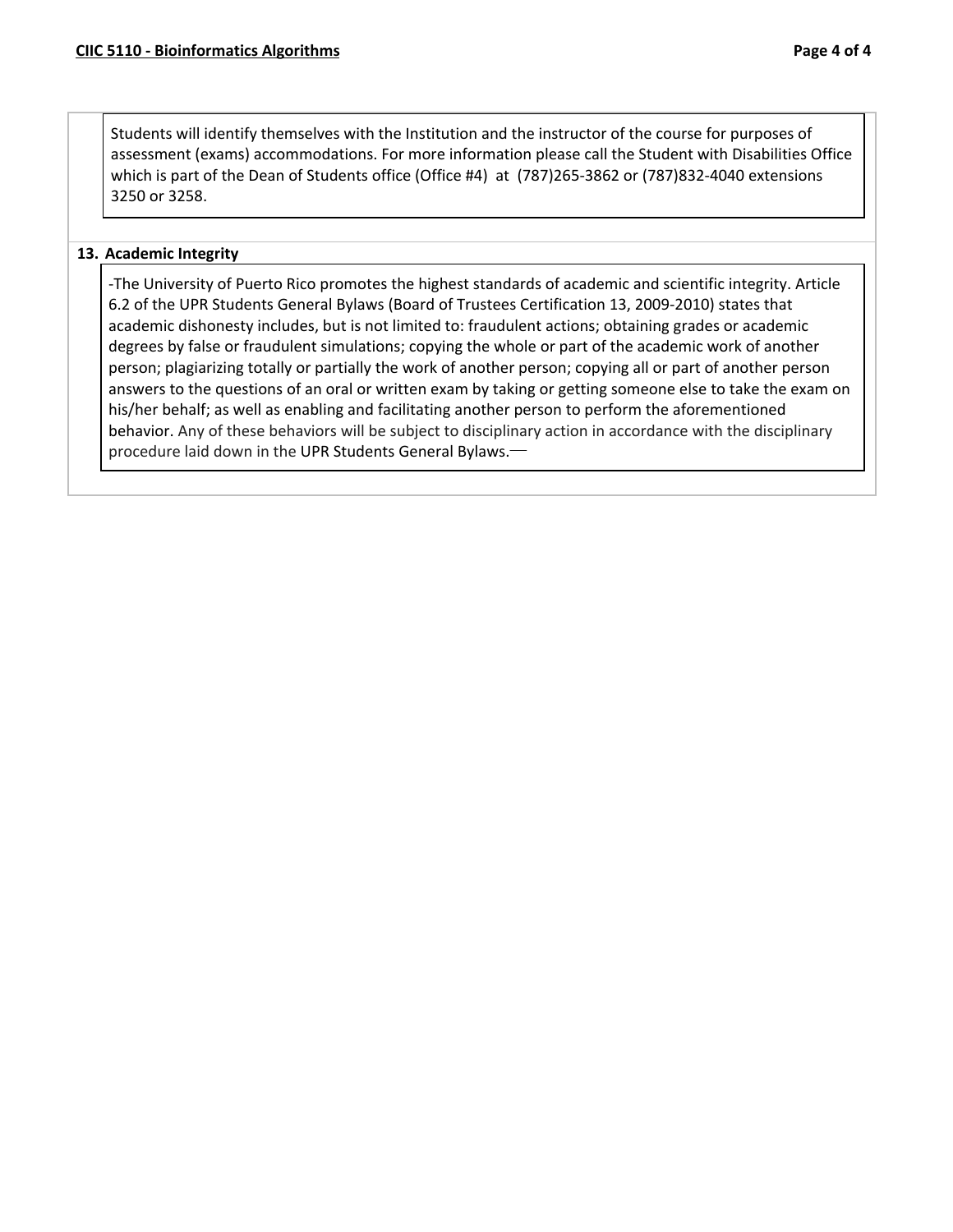Students will identify themselves with the Institution and the instructor of the course for purposes of assessment (exams) accommodations. For more information please call the Student with Disabilities Office which is part of the Dean of Students office (Office #4) at (787)265-3862 or (787)832-4040 extensions 3250 or 3258.

## 13. Academic Integrity

-The University of Puerto Rico promotes the highest standards of academic and scientific integrity. Article 6.2 of the UPR Students General Bylaws (Board of Trustees Certification 13, 2009-2010) states that academic dishonesty includes, but is not limited to: fraudulent actions; obtaining grades or academic degrees by false or fraudulent simulations; copying the whole or part of the academic work of another person; plagiarizing totally or partially the work of another person; copying all or part of another person answers to the questions of an oral or written exam by taking or getting someone else to take the exam on his/her behalf; as well as enabling and facilitating another person to perform the aforementioned behavior. Any of these behaviors will be subject to disciplinary action in accordance with the disciplinary procedure laid down in the UPR Students General Bylaws.